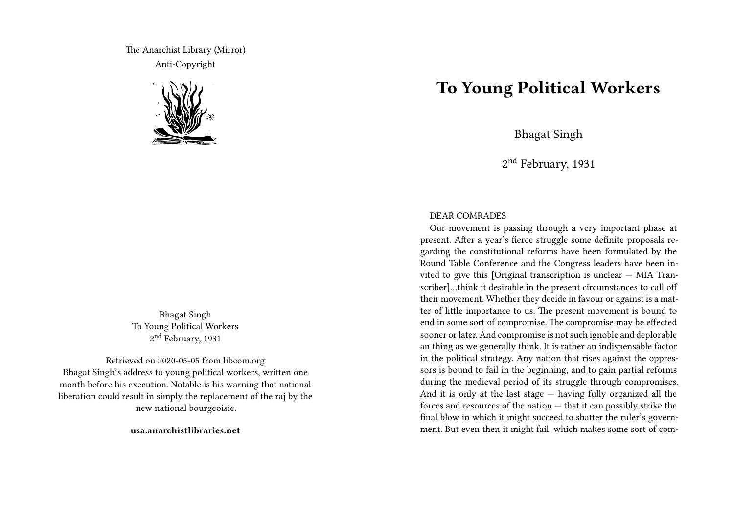The Anarchist Library (Mirror)
Anti-Copyright

Bhagat Singh
To Young Political Workers
2nd February, 1931

Retrieved on 2020-05-05 from libcom.org
Bhagat Singh's address to young political workers, written one month before his execution. Notable is his warning that national liberation could result in simply the replacement of the raj by the new national bourgeoisie.

**usa.anarchistlibraries.net**

# To Young Political Workers

Bhagat Singh

2nd February, 1931

DEAR COMRADES

Our movement is passing through a very important phase at present. After a year's fierce struggle some definite proposals regarding the constitutional reforms have been formulated by the Round Table Conference and the Congress leaders have been invited to give this [Original transcription is unclear — MIA Transcriber]…think it desirable in the present circumstances to call off their movement. Whether they decide in favour or against is a matter of little importance to us. The present movement is bound to end in some sort of compromise. The compromise may be effected sooner or later. And compromise is not such ignoble and deplorable an thing as we generally think. It is rather an indispensable factor in the political strategy. Any nation that rises against the oppressors is bound to fail in the beginning, and to gain partial reforms during the medieval period of its struggle through compromises. And it is only at the last stage — having fully organized all the forces and resources of the nation — that it can possibly strike the final blow in which it might succeed to shatter the ruler's government. But even then it might fail, which makes some sort of com-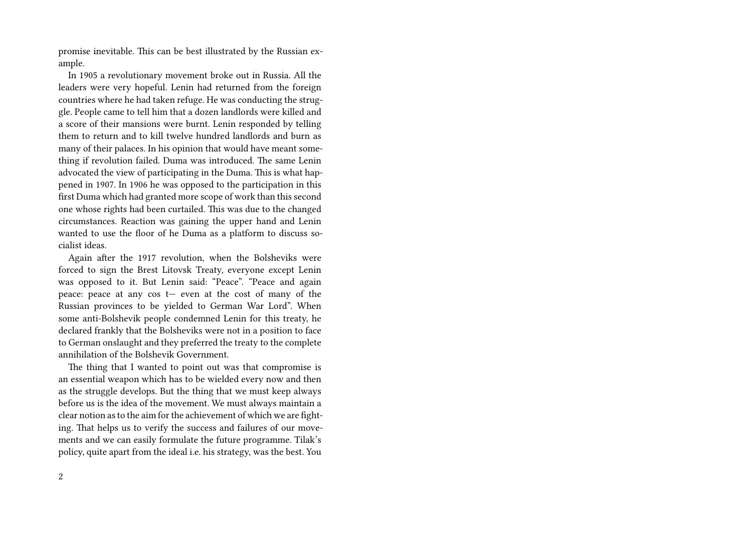promise inevitable. This can be best illustrated by the Russian example.

In 1905 a revolutionary movement broke out in Russia. All the leaders were very hopeful. Lenin had returned from the foreign countries where he had taken refuge. He was conducting the struggle. People came to tell him that a dozen landlords were killed and a score of their mansions were burnt. Lenin responded by telling them to return and to kill twelve hundred landlords and burn as many of their palaces. In his opinion that would have meant something if revolution failed. Duma was introduced. The same Lenin advocated the view of participating in the Duma. This is what happened in 1907. In 1906 he was opposed to the participation in this first Duma which had granted more scope of work than this second one whose rights had been curtailed. This was due to the changed circumstances. Reaction was gaining the upper hand and Lenin wanted to use the floor of he Duma as a platform to discuss socialist ideas.

Again after the 1917 revolution, when the Bolsheviks were forced to sign the Brest Litovsk Treaty, everyone except Lenin was opposed to it. But Lenin said: "Peace". "Peace and again peace: peace at any cos t— even at the cost of many of the Russian provinces to be yielded to German War Lord". When some anti-Bolshevik people condemned Lenin for this treaty, he declared frankly that the Bolsheviks were not in a position to face to German onslaught and they preferred the treaty to the complete annihilation of the Bolshevik Government.

The thing that I wanted to point out was that compromise is an essential weapon which has to be wielded every now and then as the struggle develops. But the thing that we must keep always before us is the idea of the movement. We must always maintain a clear notion as to the aim for the achievement of which we are fighting. That helps us to verify the success and failures of our movements and we can easily formulate the future programme. Tilak's policy, quite apart from the ideal i.e. his strategy, was the best. You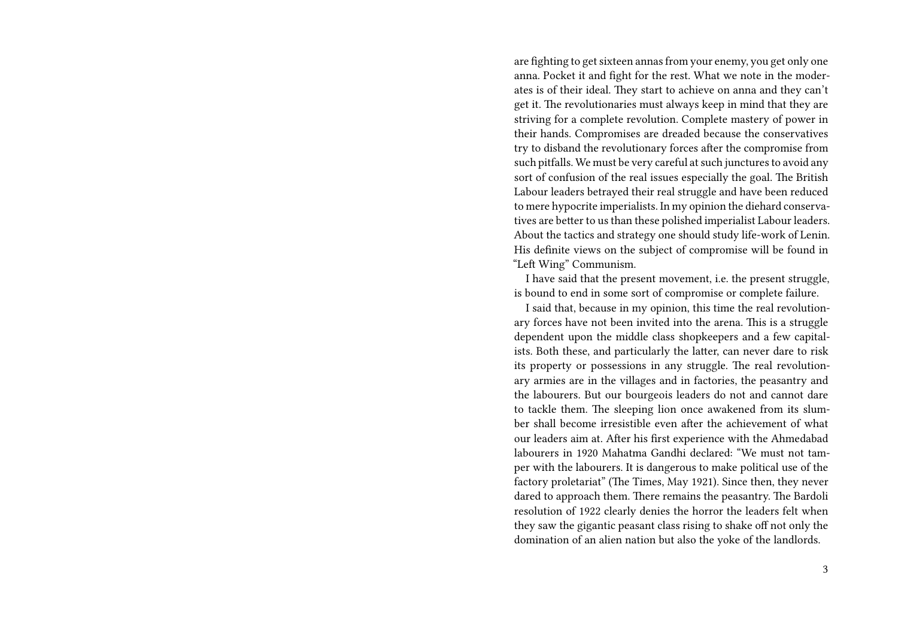are fighting to get sixteen annas from your enemy, you get only one anna. Pocket it and fight for the rest. What we note in the moderates is of their ideal. They start to achieve on anna and they can't get it. The revolutionaries must always keep in mind that they are striving for a complete revolution. Complete mastery of power in their hands. Compromises are dreaded because the conservatives try to disband the revolutionary forces after the compromise from such pitfalls. We must be very careful at such junctures to avoid any sort of confusion of the real issues especially the goal. The British Labour leaders betrayed their real struggle and have been reduced to mere hypocrite imperialists. In my opinion the diehard conservatives are better to us than these polished imperialist Labour leaders. About the tactics and strategy one should study life-work of Lenin. His definite views on the subject of compromise will be found in "Left Wing" Communism.

I have said that the present movement, i.e. the present struggle, is bound to end in some sort of compromise or complete failure.

I said that, because in my opinion, this time the real revolutionary forces have not been invited into the arena. This is a struggle dependent upon the middle class shopkeepers and a few capitalists. Both these, and particularly the latter, can never dare to risk its property or possessions in any struggle. The real revolutionary armies are in the villages and in factories, the peasantry and the labourers. But our bourgeois leaders do not and cannot dare to tackle them. The sleeping lion once awakened from its slumber shall become irresistible even after the achievement of what our leaders aim at. After his first experience with the Ahmedabad labourers in 1920 Mahatma Gandhi declared: "We must not tamper with the labourers. It is dangerous to make political use of the factory proletariat" (The Times, May 1921). Since then, they never dared to approach them. There remains the peasantry. The Bardoli resolution of 1922 clearly denies the horror the leaders felt when they saw the gigantic peasant class rising to shake off not only the domination of an alien nation but also the yoke of the landlords.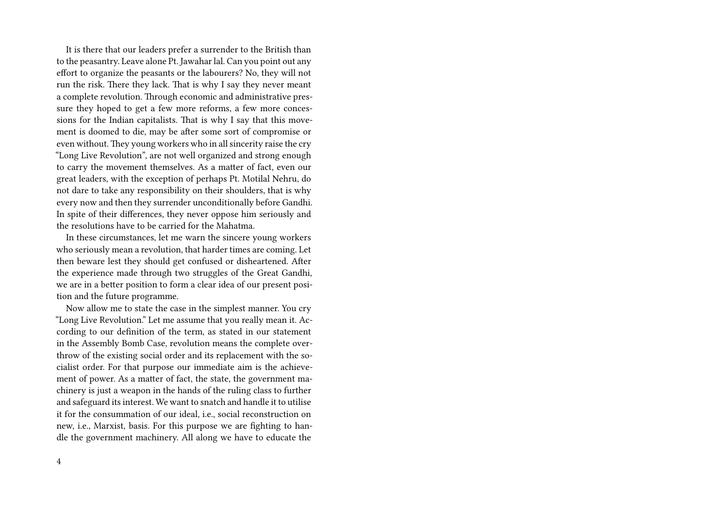It is there that our leaders prefer a surrender to the British than to the peasantry. Leave alone Pt. Jawahar lal. Can you point out any effort to organize the peasants or the labourers? No, they will not run the risk. There they lack. That is why I say they never meant a complete revolution. Through economic and administrative pressure they hoped to get a few more reforms, a few more concessions for the Indian capitalists. That is why I say that this movement is doomed to die, may be after some sort of compromise or even without. They young workers who in all sincerity raise the cry "Long Live Revolution", are not well organized and strong enough to carry the movement themselves. As a matter of fact, even our great leaders, with the exception of perhaps Pt. Motilal Nehru, do not dare to take any responsibility on their shoulders, that is why every now and then they surrender unconditionally before Gandhi. In spite of their differences, they never oppose him seriously and the resolutions have to be carried for the Mahatma.

In these circumstances, let me warn the sincere young workers who seriously mean a revolution, that harder times are coming. Let then beware lest they should get confused or disheartened. After the experience made through two struggles of the Great Gandhi, we are in a better position to form a clear idea of our present position and the future programme.

Now allow me to state the case in the simplest manner. You cry "Long Live Revolution." Let me assume that you really mean it. According to our definition of the term, as stated in our statement in the Assembly Bomb Case, revolution means the complete overthrow of the existing social order and its replacement with the socialist order. For that purpose our immediate aim is the achievement of power. As a matter of fact, the state, the government machinery is just a weapon in the hands of the ruling class to further and safeguard its interest. We want to snatch and handle it to utilise it for the consummation of our ideal, i.e., social reconstruction on new, i.e., Marxist, basis. For this purpose we are fighting to handle the government machinery. All along we have to educate the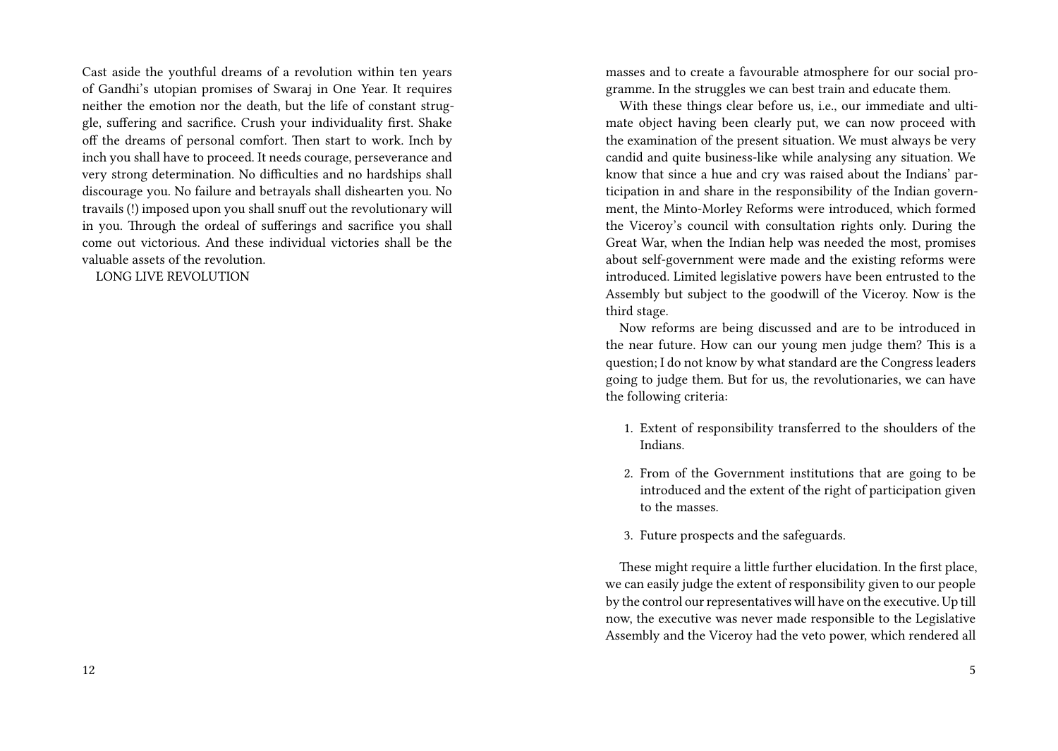Cast aside the youthful dreams of a revolution within ten years of Gandhi's utopian promises of Swaraj in One Year. It requires neither the emotion nor the death, but the life of constant struggle, suffering and sacrifice. Crush your individuality first. Shake off the dreams of personal comfort. Then start to work. Inch by inch you shall have to proceed. It needs courage, perseverance and very strong determination. No difficulties and no hardships shall discourage you. No failure and betrayals shall dishearten you. No travails (!) imposed upon you shall snuff out the revolutionary will in you. Through the ordeal of sufferings and sacrifice you shall come out victorious. And these individual victories shall be the valuable assets of the revolution.

LONG LIVE REVOLUTION

masses and to create a favourable atmosphere for our social programme. In the struggles we can best train and educate them.

With these things clear before us, i.e., our immediate and ultimate object having been clearly put, we can now proceed with the examination of the present situation. We must always be very candid and quite business-like while analysing any situation. We know that since a hue and cry was raised about the Indians' participation in and share in the responsibility of the Indian government, the Minto-Morley Reforms were introduced, which formed the Viceroy's council with consultation rights only. During the Great War, when the Indian help was needed the most, promises about self-government were made and the existing reforms were introduced. Limited legislative powers have been entrusted to the Assembly but subject to the goodwill of the Viceroy. Now is the third stage.

Now reforms are being discussed and are to be introduced in the near future. How can our young men judge them? This is a question; I do not know by what standard are the Congress leaders going to judge them. But for us, the revolutionaries, we can have the following criteria:

1. Extent of responsibility transferred to the shoulders of the Indians.
2. From of the Government institutions that are going to be introduced and the extent of the right of participation given to the masses.
3. Future prospects and the safeguards.

These might require a little further elucidation. In the first place, we can easily judge the extent of responsibility given to our people by the control our representatives will have on the executive. Up till now, the executive was never made responsible to the Legislative Assembly and the Viceroy had the veto power, which rendered all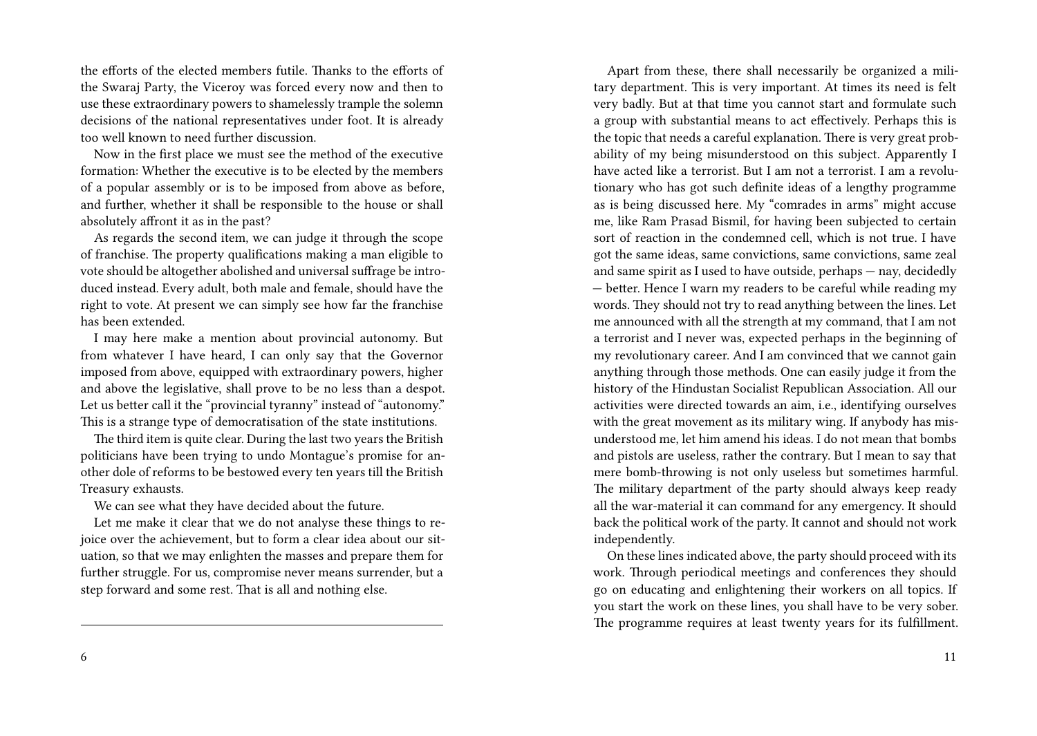the efforts of the elected members futile. Thanks to the efforts of the Swaraj Party, the Viceroy was forced every now and then to use these extraordinary powers to shamelessly trample the solemn decisions of the national representatives under foot. It is already too well known to need further discussion.

Now in the first place we must see the method of the executive formation: Whether the executive is to be elected by the members of a popular assembly or is to be imposed from above as before, and further, whether it shall be responsible to the house or shall absolutely affront it as in the past?

As regards the second item, we can judge it through the scope of franchise. The property qualifications making a man eligible to vote should be altogether abolished and universal suffrage be introduced instead. Every adult, both male and female, should have the right to vote. At present we can simply see how far the franchise has been extended.

I may here make a mention about provincial autonomy. But from whatever I have heard, I can only say that the Governor imposed from above, equipped with extraordinary powers, higher and above the legislative, shall prove to be no less than a despot. Let us better call it the "provincial tyranny" instead of "autonomy." This is a strange type of democratisation of the state institutions.

The third item is quite clear. During the last two years the British politicians have been trying to undo Montague's promise for another dole of reforms to be bestowed every ten years till the British Treasury exhausts.

We can see what they have decided about the future.

Let me make it clear that we do not analyse these things to rejoice over the achievement, but to form a clear idea about our situation, so that we may enlighten the masses and prepare them for further struggle. For us, compromise never means surrender, but a step forward and some rest. That is all and nothing else.

---

Apart from these, there shall necessarily be organized a military department. This is very important. At times its need is felt very badly. But at that time you cannot start and formulate such a group with substantial means to act effectively. Perhaps this is the topic that needs a careful explanation. There is very great probability of my being misunderstood on this subject. Apparently I have acted like a terrorist. But I am not a terrorist. I am a revolutionary who has got such definite ideas of a lengthy programme as is being discussed here. My "comrades in arms" might accuse me, like Ram Prasad Bismil, for having been subjected to certain sort of reaction in the condemned cell, which is not true. I have got the same ideas, same convictions, same zeal and same spirit as I used to have outside, perhaps — nay, decidedly — better. Hence I warn my readers to be careful while reading my words. They should not try to read anything between the lines. Let me announced with all the strength at my command, that I am not a terrorist and I never was, expected perhaps in the beginning of my revolutionary career. And I am convinced that we cannot gain anything through those methods. One can easily judge it from the history of the Hindustan Socialist Republican Association. All our activities were directed towards an aim, i.e., identifying ourselves with the great movement as its military wing. If anybody has misunderstood me, let him amend his ideas. I do not mean that bombs and pistols are useless, rather the contrary. But I mean to say that mere bomb-throwing is not only useless but sometimes harmful. The military department of the party should always keep ready all the war-material it can command for any emergency. It should back the political work of the party. It cannot and should not work independently.

On these lines indicated above, the party should proceed with its work. Through periodical meetings and conferences they should go on educating and enlightening their workers on all topics. If you start the work on these lines, you shall have to be very sober. The programme requires at least twenty years for its fulfillment.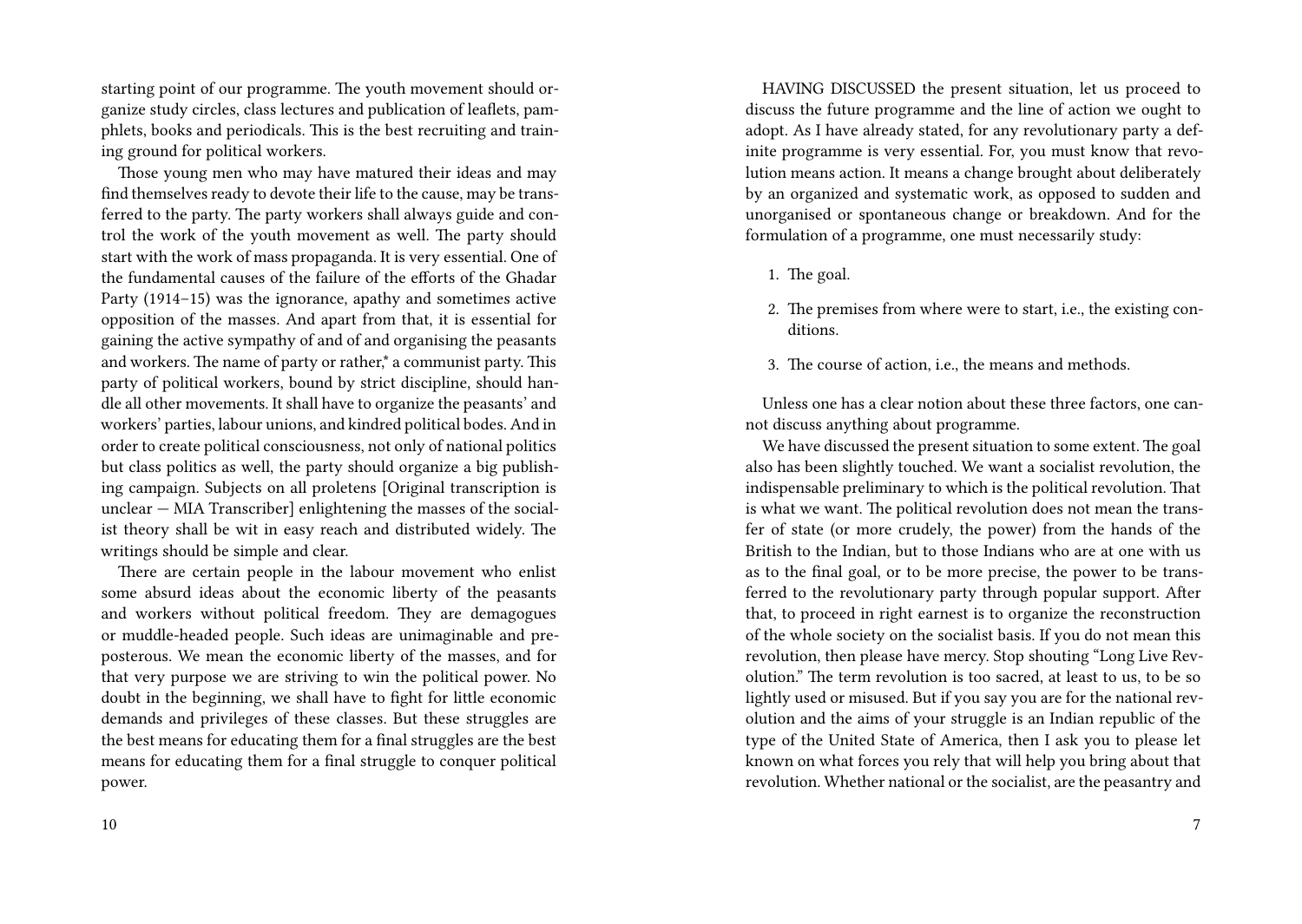starting point of our programme. The youth movement should organize study circles, class lectures and publication of leaflets, pamphlets, books and periodicals. This is the best recruiting and training ground for political workers.

Those young men who may have matured their ideas and may find themselves ready to devote their life to the cause, may be transferred to the party. The party workers shall always guide and control the work of the youth movement as well. The party should start with the work of mass propaganda. It is very essential. One of the fundamental causes of the failure of the efforts of the Ghadar Party (1914–15) was the ignorance, apathy and sometimes active opposition of the masses. And apart from that, it is essential for gaining the active sympathy of and of and organising the peasants and workers. The name of party or rather,* a communist party. This party of political workers, bound by strict discipline, should handle all other movements. It shall have to organize the peasants' and workers' parties, labour unions, and kindred political bodes. And in order to create political consciousness, not only of national politics but class politics as well, the party should organize a big publishing campaign. Subjects on all proletens [Original transcription is unclear — MIA Transcriber] enlightening the masses of the socialist theory shall be wit in easy reach and distributed widely. The writings should be simple and clear.

There are certain people in the labour movement who enlist some absurd ideas about the economic liberty of the peasants and workers without political freedom. They are demagogues or muddle-headed people. Such ideas are unimaginable and preposterous. We mean the economic liberty of the masses, and for that very purpose we are striving to win the political power. No doubt in the beginning, we shall have to fight for little economic demands and privileges of these classes. But these struggles are the best means for educating them for a final struggles are the best means for educating them for a final struggle to conquer political power.

HAVING DISCUSSED the present situation, let us proceed to discuss the future programme and the line of action we ought to adopt. As I have already stated, for any revolutionary party a definite programme is very essential. For, you must know that revolution means action. It means a change brought about deliberately by an organized and systematic work, as opposed to sudden and unorganised or spontaneous change or breakdown. And for the formulation of a programme, one must necessarily study:

1. The goal.
2. The premises from where were to start, i.e., the existing conditions.
3. The course of action, i.e., the means and methods.

Unless one has a clear notion about these three factors, one cannot discuss anything about programme.

We have discussed the present situation to some extent. The goal also has been slightly touched. We want a socialist revolution, the indispensable preliminary to which is the political revolution. That is what we want. The political revolution does not mean the transfer of state (or more crudely, the power) from the hands of the British to the Indian, but to those Indians who are at one with us as to the final goal, or to be more precise, the power to be transferred to the revolutionary party through popular support. After that, to proceed in right earnest is to organize the reconstruction of the whole society on the socialist basis. If you do not mean this revolution, then please have mercy. Stop shouting "Long Live Revolution." The term revolution is too sacred, at least to us, to be so lightly used or misused. But if you say you are for the national revolution and the aims of your struggle is an Indian republic of the type of the United State of America, then I ask you to please let known on what forces you rely that will help you bring about that revolution. Whether national or the socialist, are the peasantry and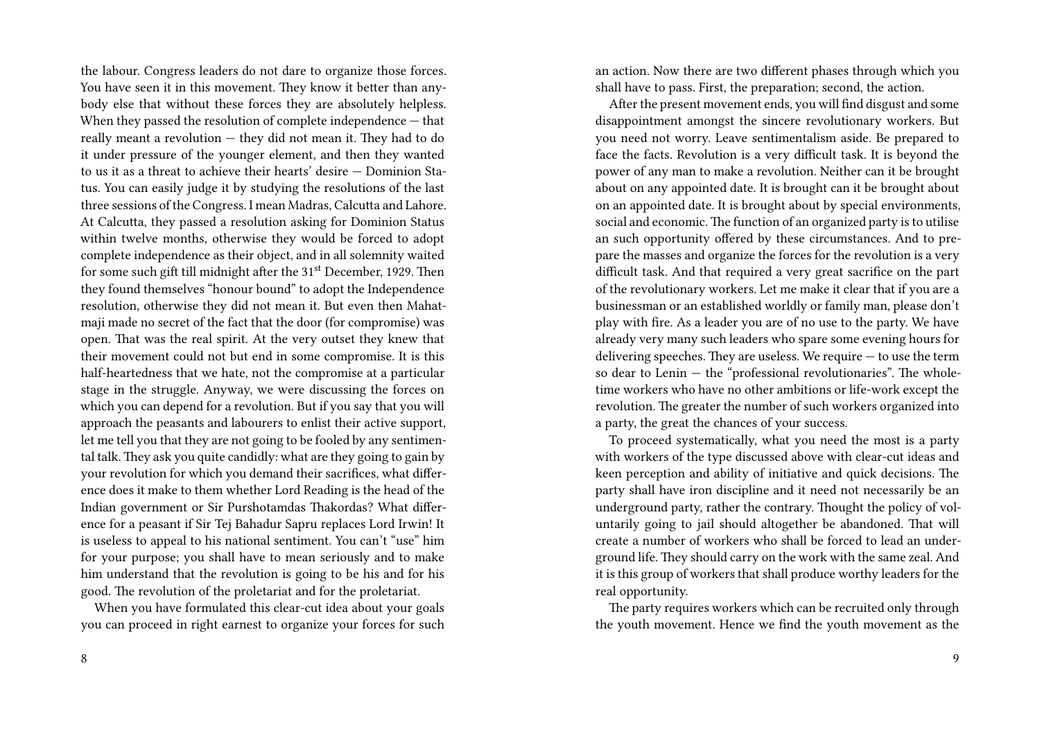the labour. Congress leaders do not dare to organize those forces. You have seen it in this movement. They know it better than anybody else that without these forces they are absolutely helpless. When they passed the resolution of complete independence — that really meant a revolution — they did not mean it. They had to do it under pressure of the younger element, and then they wanted to us it as a threat to achieve their hearts' desire — Dominion Status. You can easily judge it by studying the resolutions of the last three sessions of the Congress. I mean Madras, Calcutta and Lahore. At Calcutta, they passed a resolution asking for Dominion Status within twelve months, otherwise they would be forced to adopt complete independence as their object, and in all solemnity waited for some such gift till midnight after the 31st December, 1929. Then they found themselves "honour bound" to adopt the Independence resolution, otherwise they did not mean it. But even then Mahatmaji made no secret of the fact that the door (for compromise) was open. That was the real spirit. At the very outset they knew that their movement could not but end in some compromise. It is this half-heartedness that we hate, not the compromise at a particular stage in the struggle. Anyway, we were discussing the forces on which you can depend for a revolution. But if you say that you will approach the peasants and labourers to enlist their active support, let me tell you that they are not going to be fooled by any sentimental talk. They ask you quite candidly: what are they going to gain by your revolution for which you demand their sacrifices, what difference does it make to them whether Lord Reading is the head of the Indian government or Sir Purshotamdas Thakordas? What difference for a peasant if Sir Tej Bahadur Sapru replaces Lord Irwin! It is useless to appeal to his national sentiment. You can't "use" him for your purpose; you shall have to mean seriously and to make him understand that the revolution is going to be his and for his good. The revolution of the proletariat and for the proletariat.

When you have formulated this clear-cut idea about your goals you can proceed in right earnest to organize your forces for such an action. Now there are two different phases through which you shall have to pass. First, the preparation; second, the action.

After the present movement ends, you will find disgust and some disappointment amongst the sincere revolutionary workers. But you need not worry. Leave sentimentalism aside. Be prepared to face the facts. Revolution is a very difficult task. It is beyond the power of any man to make a revolution. Neither can it be brought about on any appointed date. It is brought can it be brought about on an appointed date. It is brought about by special environments, social and economic. The function of an organized party is to utilise an such opportunity offered by these circumstances. And to prepare the masses and organize the forces for the revolution is a very difficult task. And that required a very great sacrifice on the part of the revolutionary workers. Let me make it clear that if you are a businessman or an established worldly or family man, please don't play with fire. As a leader you are of no use to the party. We have already very many such leaders who spare some evening hours for delivering speeches. They are useless. We require — to use the term so dear to Lenin — the "professional revolutionaries". The whole-time workers who have no other ambitions or life-work except the revolution. The greater the number of such workers organized into a party, the great the chances of your success.

To proceed systematically, what you need the most is a party with workers of the type discussed above with clear-cut ideas and keen perception and ability of initiative and quick decisions. The party shall have iron discipline and it need not necessarily be an underground party, rather the contrary. Thought the policy of voluntarily going to jail should altogether be abandoned. That will create a number of workers who shall be forced to lead an underground life. They should carry on the work with the same zeal. And it is this group of workers that shall produce worthy leaders for the real opportunity.

The party requires workers which can be recruited only through the youth movement. Hence we find the youth movement as the